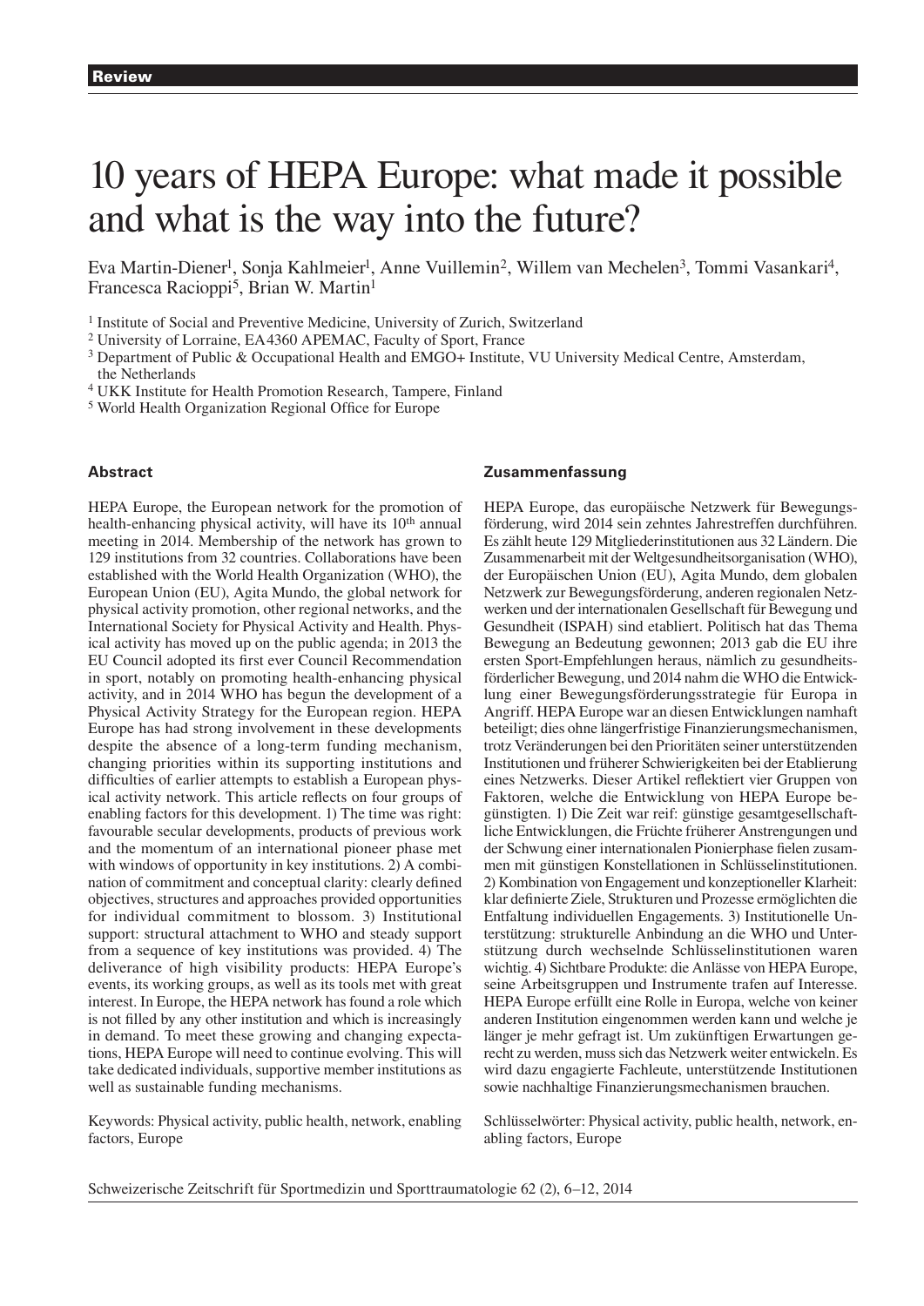Review

# 10 years of HEPA Europe: what made it possible and what is the way into the future?

Eva Martin-Diener[1], Sonja Kahlmeier[1], Anne Vuillemin[2], Willem van Mechelen[3], Tommi Vasankari[4], Francesca Racioppi[5], Brian W. Martin[1]

[1] Institute of Social and Preventive Medicine, University of Zurich, Switzerland
[2] University of Lorraine, EA4360 APEMAC, Faculty of Sport, France
[3] Department of Public & Occupational Health and EMGO+ Institute, VU University Medical Centre, Amsterdam, the Netherlands
[4] UKK Institute for Health Promotion Research, Tampere, Finland
[5] World Health Organization Regional Office for Europe

## Abstract

HEPA Europe, the European network for the promotion of health-enhancing physical activity, will have its 10th annual meeting in 2014. Membership of the network has grown to 129 institutions from 32 countries. Collaborations have been established with the World Health Organization (WHO), the European Union (EU), Agita Mundo, the global network for physical activity promotion, other regional networks, and the International Society for Physical Activity and Health. Physical activity has moved up on the public agenda; in 2013 the EU Council adopted its first ever Council Recommendation in sport, notably on promoting health-enhancing physical activity, and in 2014 WHO has begun the development of a Physical Activity Strategy for the European region. HEPA Europe has had strong involvement in these developments despite the absence of a long-term funding mechanism, changing priorities within its supporting institutions and difficulties of earlier attempts to establish a European physical activity network. This article reflects on four groups of enabling factors for this development. 1) The time was right: favourable secular developments, products of previous work and the momentum of an international pioneer phase met with windows of opportunity in key institutions. 2) A combination of commitment and conceptual clarity: clearly defined objectives, structures and approaches provided opportunities for individual commitment to blossom. 3) Institutional support: structural attachment to WHO and steady support from a sequence of key institutions was provided. 4) The deliverance of high visibility products: HEPA Europe's events, its working groups, as well as its tools met with great interest. In Europe, the HEPA network has found a role which is not filled by any other institution and which is increasingly in demand. To meet these growing and changing expectations, HEPA Europe will need to continue evolving. This will take dedicated individuals, supportive member institutions as well as sustainable funding mechanisms.

Keywords: Physical activity, public health, network, enabling factors, Europe

## Zusammenfassung

HEPA Europe, das europäische Netzwerk für Bewegungsförderung, wird 2014 sein zehntes Jahrestreffen durchführen. Es zählt heute 129 Mitgliederinstitutionen aus 32 Ländern. Die Zusammenarbeit mit der Weltgesundheitsorganisation (WHO), der Europäischen Union (EU), Agita Mundo, dem globalen Netzwerk zur Bewegungsförderung, anderen regionalen Netzwerken und der internationalen Gesellschaft für Bewegung und Gesundheit (ISPAH) sind etabliert. Politisch hat das Thema Bewegung an Bedeutung gewonnen; 2013 gab die EU ihre ersten Sport-Empfehlungen heraus, nämlich zu gesundheitsförderlicher Bewegung, und 2014 nahm die WHO die Entwicklung einer Bewegungsförderungsstrategie für Europa in Angriff. HEPA Europe war an diesen Entwicklungen namhaft beteiligt; dies ohne längerfristige Finanzierungsmechanismen, trotz Veränderungen bei den Prioritäten seiner unterstützenden Institutionen und früherer Schwierigkeiten bei der Etablierung eines Netzwerks. Dieser Artikel reflektiert vier Gruppen von Faktoren, welche die Entwicklung von HEPA Europe begünstigten. 1) Die Zeit war reif: günstige gesamtgesellschaftliche Entwicklungen, die Früchte früherer Anstrengungen und der Schwung einer internationalen Pionierphase fielen zusammen mit günstigen Konstellationen in Schlüsselinstitutionen. 2) Kombination von Engagement und konzeptioneller Klarheit: klar definierte Ziele, Strukturen und Prozesse ermöglichten die Entfaltung individuellen Engagements. 3) Institutionelle Unterstützung: strukturelle Anbindung an die WHO und Unterstützung durch wechselnde Schlüsselinstitutionen waren wichtig. 4) Sichtbare Produkte: die Anlässe von HEPA Europe, seine Arbeitsgruppen und Instrumente trafen auf Interesse. HEPA Europe erfüllt eine Rolle in Europa, welche von keiner anderen Institution eingenommen werden kann und welche je länger je mehr gefragt ist. Um zukünftigen Erwartungen gerecht zu werden, muss sich das Netzwerk weiter entwickeln. Es wird dazu engagierte Fachleute, unterstützende Institutionen sowie nachhaltige Finanzierungsmechanismen brauchen.

Schlüsselwörter: Physical activity, public health, network, enabling factors, Europe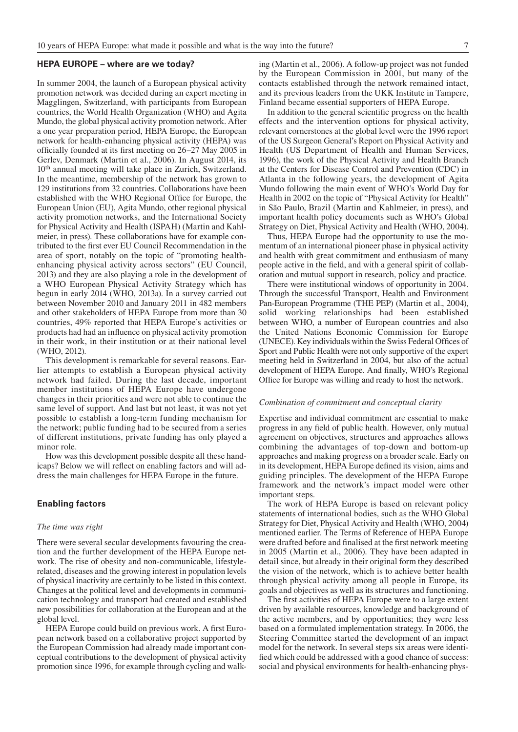## HEPA EUROPE – where are we today?

In summer 2004, the launch of a European physical activity promotion network was decided during an expert meeting in Magglingen, Switzerland, with participants from European countries, the World Health Organization (WHO) and Agita Mundo, the global physical activity promotion network. After a one year preparation period, HEPA Europe, the European network for health-enhancing physical activity (HEPA) was officially founded at its first meeting on 26–27 May 2005 in Gerlev, Denmark (Martin et al., 2006). In August 2014, its 10th annual meeting will take place in Zurich, Switzerland. In the meantime, membership of the network has grown to 129 institutions from 32 countries. Collaborations have been established with the WHO Regional Office for Europe, the European Union (EU), Agita Mundo, other regional physical activity promotion networks, and the International Society for Physical Activity and Health (ISPAH) (Martin and Kahlmeier, in press). These collaborations have for example contributed to the first ever EU Council Recommendation in the area of sport, notably on the topic of "promoting health-enhancing physical activity across sectors" (EU Council, 2013) and they are also playing a role in the development of a WHO European Physical Activity Strategy which has begun in early 2014 (WHO, 2013a). In a survey carried out between November 2010 and January 2011 in 482 members and other stakeholders of HEPA Europe from more than 30 countries, 49% reported that HEPA Europe's activities or products had had an influence on physical activity promotion in their work, in their institution or at their national level (WHO, 2012).

This development is remarkable for several reasons. Earlier attempts to establish a European physical activity network had failed. During the last decade, important member institutions of HEPA Europe have undergone changes in their priorities and were not able to continue the same level of support. And last but not least, it was not yet possible to establish a long-term funding mechanism for the network; public funding had to be secured from a series of different institutions, private funding has only played a minor role.

How was this development possible despite all these handicaps? Below we will reflect on enabling factors and will address the main challenges for HEPA Europe in the future.

## Enabling factors

### *The time was right*

There were several secular developments favouring the creation and the further development of the HEPA Europe network. The rise of obesity and non-communicable, lifestyle-related, diseases and the growing interest in population levels of physical inactivity are certainly to be listed in this context. Changes at the political level and developments in communication technology and transport had created and established new possibilities for collaboration at the European and at the global level.

HEPA Europe could build on previous work. A first European network based on a collaborative project supported by the European Commission had already made important conceptual contributions to the development of physical activity promotion since 1996, for example through cycling and walking (Martin et al., 2006). A follow-up project was not funded by the European Commission in 2001, but many of the contacts established through the network remained intact, and its previous leaders from the UKK Institute in Tampere, Finland became essential supporters of HEPA Europe.

In addition to the general scientific progress on the health effects and the intervention options for physical activity, relevant cornerstones at the global level were the 1996 report of the US Surgeon General's Report on Physical Activity and Health (US Department of Health and Human Services, 1996), the work of the Physical Activity and Health Branch at the Centers for Disease Control and Prevention (CDC) in Atlanta in the following years, the development of Agita Mundo following the main event of WHO's World Day for Health in 2002 on the topic of "Physical Activity for Health" in São Paulo, Brazil (Martin and Kahlmeier, in press), and important health policy documents such as WHO's Global Strategy on Diet, Physical Activity and Health (WHO, 2004).

Thus, HEPA Europe had the opportunity to use the momentum of an international pioneer phase in physical activity and health with great commitment and enthusiasm of many people active in the field, and with a general spirit of collaboration and mutual support in research, policy and practice.

There were institutional windows of opportunity in 2004. Through the successful Transport, Health and Environment Pan-European Programme (THE PEP) (Martin et al., 2004), solid working relationships had been established between WHO, a number of European countries and also the United Nations Economic Commission for Europe (UNECE). Key individuals within the Swiss Federal Offices of Sport and Public Health were not only supportive of the expert meeting held in Switzerland in 2004, but also of the actual development of HEPA Europe. And finally, WHO's Regional Office for Europe was willing and ready to host the network.

### *Combination of commitment and conceptual clarity*

Expertise and individual commitment are essential to make progress in any field of public health. However, only mutual agreement on objectives, structures and approaches allows combining the advantages of top-down and bottom-up approaches and making progress on a broader scale. Early on in its development, HEPA Europe defined its vision, aims and guiding principles. The development of the HEPA Europe framework and the network's impact model were other important steps.

The work of HEPA Europe is based on relevant policy statements of international bodies, such as the WHO Global Strategy for Diet, Physical Activity and Health (WHO, 2004) mentioned earlier. The Terms of Reference of HEPA Europe were drafted before and finalised at the first network meeting in 2005 (Martin et al., 2006). They have been adapted in detail since, but already in their original form they described the vision of the network, which is to achieve better health through physical activity among all people in Europe, its goals and objectives as well as its structures and functioning.

The first activities of HEPA Europe were to a large extent driven by available resources, knowledge and background of the active members, and by opportunities; they were less based on a formulated implementation strategy. In 2006, the Steering Committee started the development of an impact model for the network. In several steps six areas were identified which could be addressed with a good chance of success: social and physical environments for health-enhancing phys-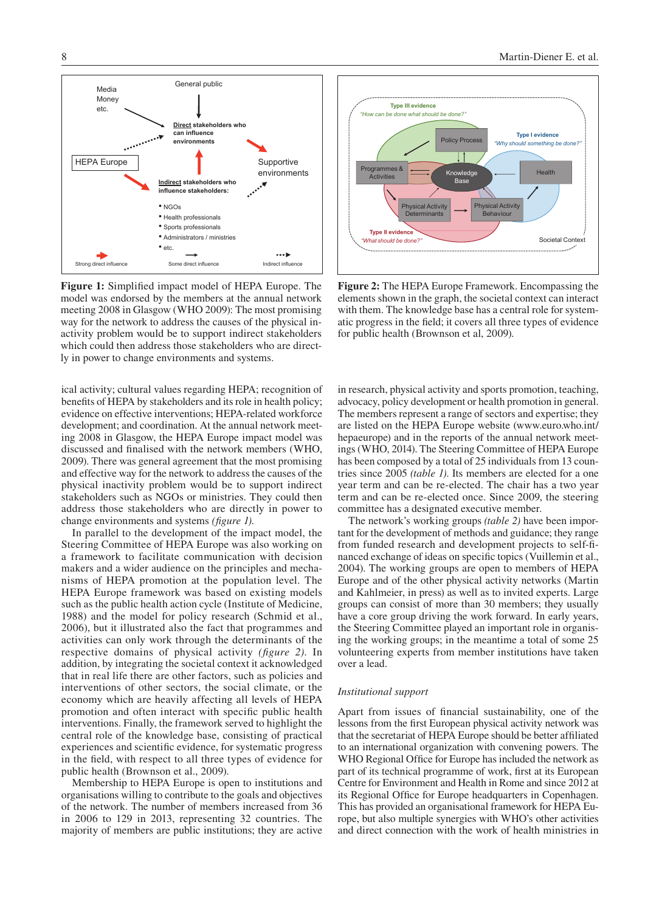**Figure 1:** Simplified impact model of HEPA Europe. The model was endorsed by the members at the annual network meeting 2008 in Glasgow (WHO 2009): The most promising way for the network to address the causes of the physical inactivity problem would be to support indirect stakeholders which could then address those stakeholders who are directly in power to change environments and systems.

**Figure 2:** The HEPA Europe Framework. Encompassing the elements shown in the graph, the societal context can interact with them. The knowledge base has a central role for systematic progress in the field; it covers all three types of evidence for public health (Brownson et al, 2009).

ical activity; cultural values regarding HEPA; recognition of benefits of HEPA by stakeholders and its role in health policy; evidence on effective interventions; HEPA-related workforce development; and coordination. At the annual network meeting 2008 in Glasgow, the HEPA Europe impact model was discussed and finalised with the network members (WHO, 2009). There was general agreement that the most promising and effective way for the network to address the causes of the physical inactivity problem would be to support indirect stakeholders such as NGOs or ministries. They could then address those stakeholders who are directly in power to change environments and systems *(figure 1)*.

In parallel to the development of the impact model, the Steering Committee of HEPA Europe was also working on a framework to facilitate communication with decision makers and a wider audience on the principles and mechanisms of HEPA promotion at the population level. The HEPA Europe framework was based on existing models such as the public health action cycle (Institute of Medicine, 1988) and the model for policy research (Schmid et al., 2006), but it illustrated also the fact that programmes and activities can only work through the determinants of the respective domains of physical activity *(figure 2)*. In addition, by integrating the societal context it acknowledged that in real life there are other factors, such as policies and interventions of other sectors, the social climate, or the economy which are heavily affecting all levels of HEPA promotion and often interact with specific public health interventions. Finally, the framework served to highlight the central role of the knowledge base, consisting of practical experiences and scientific evidence, for systematic progress in the field, with respect to all three types of evidence for public health (Brownson et al., 2009).

Membership to HEPA Europe is open to institutions and organisations willing to contribute to the goals and objectives of the network. The number of members increased from 36 in 2006 to 129 in 2013, representing 32 countries. The majority of members are public institutions; they are active in research, physical activity and sports promotion, teaching, advocacy, policy development or health promotion in general. The members represent a range of sectors and expertise; they are listed on the HEPA Europe website (www.euro.who.int/hepaeurope) and in the reports of the annual network meetings (WHO, 2014). The Steering Committee of HEPA Europe has been composed by a total of 25 individuals from 13 countries since 2005 *(table 1)*. Its members are elected for a one year term and can be re-elected. The chair has a two year term and can be re-elected once. Since 2009, the steering committee has a designated executive member.

The network's working groups *(table 2)* have been important for the development of methods and guidance; they range from funded research and development projects to self-financed exchange of ideas on specific topics (Vuillemin et al., 2004). The working groups are open to members of HEPA Europe and of the other physical activity networks (Martin and Kahlmeier, in press) as well as to invited experts. Large groups can consist of more than 30 members; they usually have a core group driving the work forward. In early years, the Steering Committee played an important role in organising the working groups; in the meantime a total of some 25 volunteering experts from member institutions have taken over a lead.

*Institutional support*

Apart from issues of financial sustainability, one of the lessons from the first European physical activity network was that the secretariat of HEPA Europe should be better affiliated to an international organization with convening powers. The WHO Regional Office for Europe has included the network as part of its technical programme of work, first at its European Centre for Environment and Health in Rome and since 2012 at its Regional Office for Europe headquarters in Copenhagen. This has provided an organisational framework for HEPA Europe, but also multiple synergies with WHO's other activities and direct connection with the work of health ministries in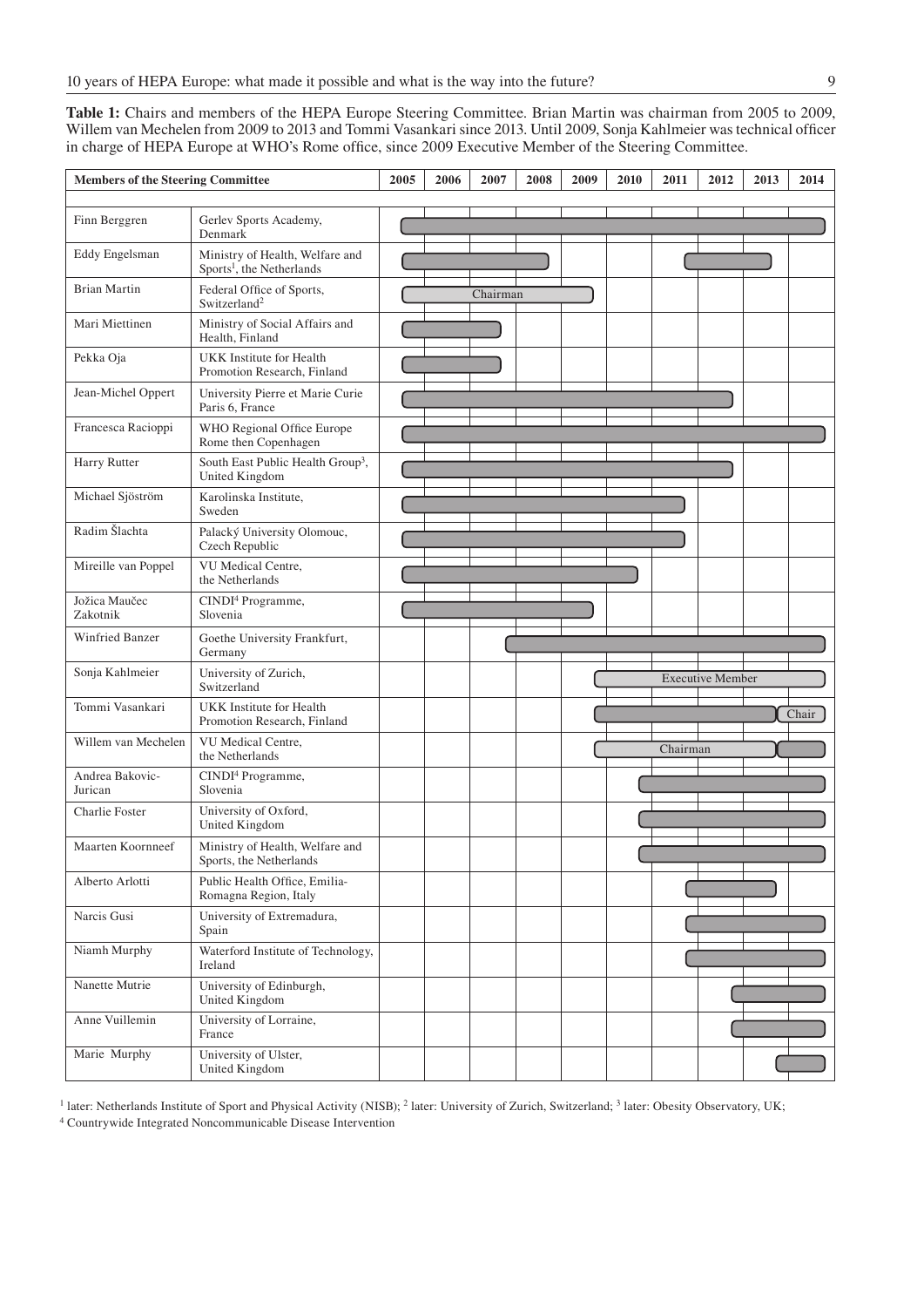**Table 1:** Chairs and members of the HEPA Europe Steering Committee. Brian Martin was chairman from 2005 to 2009, Willem van Mechelen from 2009 to 2013 and Tommi Vasankari since 2013. Until 2009, Sonja Kahlmeier was technical officer in charge of HEPA Europe at WHO's Rome office, since 2009 Executive Member of the Steering Committee.

| Members of the Steering Committee | | 2005 | 2006 | 2007 | 2008 | 2009 | 2010 | 2011 | 2012 | 2013 | 2014 |
|---|---|---|---|---|---|---|---|---|---|---|---|
| Finn Berggren | Gerlev Sports Academy, Denmark | ■ | ■ | ■ | ■ | ■ | ■ | ■ | ■ | ■ | ■ |
| Eddy Engelsman | Ministry of Health, Welfare and Sports[1], the Netherlands | ■ | ■ | ■ | ■ | | | ■ | ■ | ■ | |
| Brian Martin | Federal Office of Sports, Switzerland[2] | Chairman | Chairman | Chairman | Chairman | Chairman | | | | | |
| Mari Miettinen | Ministry of Social Affairs and Health, Finland | ■ | ■ | ■ | | | | | | | |
| Pekka Oja | UKK Institute for Health Promotion Research, Finland | ■ | ■ | ■ | | | | | | | |
| Jean-Michel Oppert | University Pierre et Marie Curie Paris 6, France | ■ | ■ | ■ | ■ | ■ | ■ | ■ | ■ | | |
| Francesca Racioppi | WHO Regional Office Europe Rome then Copenhagen | ■ | ■ | ■ | ■ | ■ | ■ | ■ | ■ | ■ | ■ |
| Harry Rutter | South East Public Health Group[3], United Kingdom | ■ | ■ | ■ | ■ | ■ | ■ | ■ | ■ | | |
| Michael Sjöström | Karolinska Institute, Sweden | ■ | ■ | ■ | ■ | ■ | ■ | ■ | | | |
| Radim Šlachta | Palacký University Olomouc, Czech Republic | ■ | ■ | ■ | ■ | ■ | ■ | ■ | | | |
| Mireille van Poppel | VU Medical Centre, the Netherlands | ■ | ■ | ■ | ■ | ■ | ■ | | | | |
| Jožica Maučec Zakotnik | CINDI[4] Programme, Slovenia | ■ | ■ | ■ | ■ | ■ | | | | | |
| Winfried Banzer | Goethe University Frankfurt, Germany | | | ■ | ■ | ■ | ■ | ■ | ■ | ■ | ■ |
| Sonja Kahlmeier | University of Zurich, Switzerland | | | | | Executive Member | Executive Member | Executive Member | Executive Member | Executive Member | Executive Member |
| Tommi Vasankari | UKK Institute for Health Promotion Research, Finland | | | | | ■ | ■ | ■ | ■ | ■ | Chair |
| Willem van Mechelen | VU Medical Centre, the Netherlands | | | | | Chairman | Chairman | Chairman | Chairman | Chairman | ■ |
| Andrea Bakovic-Jurican | CINDI[4] Programme, Slovenia | | | | | | ■ | ■ | ■ | ■ | ■ |
| Charlie Foster | University of Oxford, United Kingdom | | | | | | ■ | ■ | ■ | ■ | ■ |
| Maarten Koornneef | Ministry of Health, Welfare and Sports, the Netherlands | | | | | | ■ | ■ | ■ | ■ | ■ |
| Alberto Arlotti | Public Health Office, Emilia-Romagna Region, Italy | | | | | | | ■ | ■ | ■ | |
| Narcis Gusi | University of Extremadura, Spain | | | | | | | ■ | ■ | ■ | ■ |
| Niamh Murphy | Waterford Institute of Technology, Ireland | | | | | | | ■ | ■ | ■ | ■ |
| Nanette Mutrie | University of Edinburgh, United Kingdom | | | | | | | | ■ | ■ | ■ |
| Anne Vuillemin | University of Lorraine, France | | | | | | | | ■ | ■ | ■ |
| Marie Murphy | University of Ulster, United Kingdom | | | | | | | | | ■ | ■ |

[1] later: Netherlands Institute of Sport and Physical Activity (NISB); [2] later: University of Zurich, Switzerland; [3] later: Obesity Observatory, UK;
[4] Countrywide Integrated Noncommunicable Disease Intervention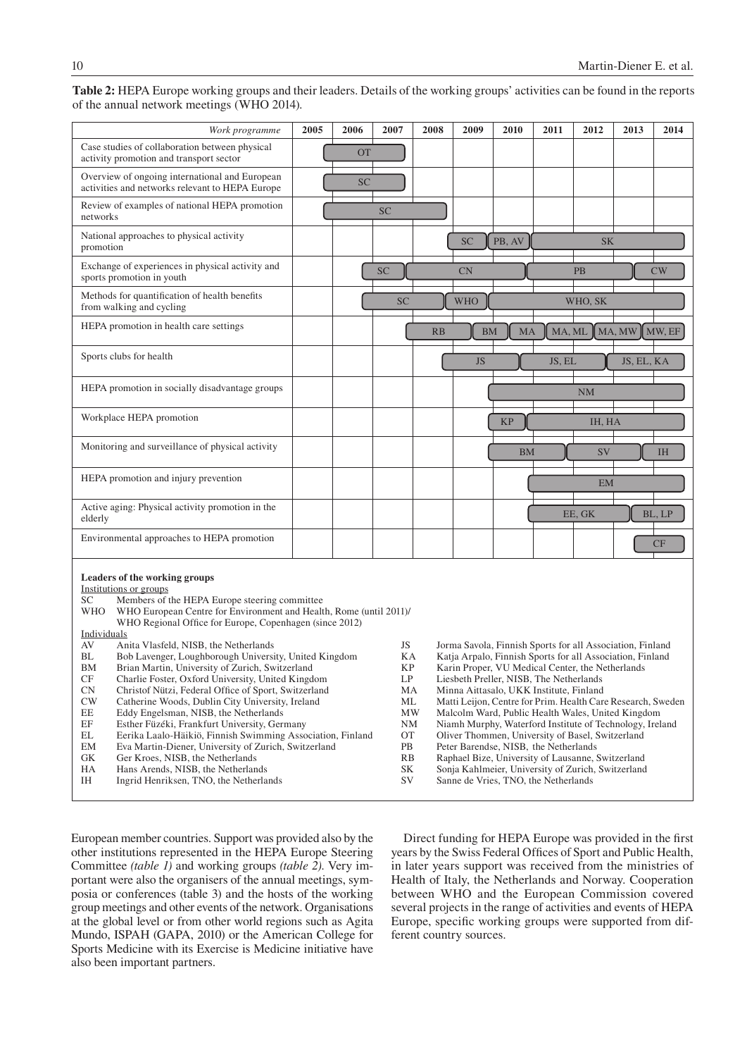**Table 2:** HEPA Europe working groups and their leaders. Details of the working groups' activities can be found in the reports of the annual network meetings (WHO 2014).

| *Work programme* | 2005 | 2006 | 2007 | 2008 | 2009 | 2010 | 2011 | 2012 | 2013 | 2014 |
|---|---|---|---|---|---|---|---|---|---|---|
| Case studies of collaboration between physical activity promotion and transport sector | | OT | OT | | | | | | | |
| Overview of ongoing international and European activities and networks relevant to HEPA Europe | | SC | SC | | | | | | | |
| Review of examples of national HEPA promotion networks | | SC | SC | SC | | | | | | |
| National approaches to physical activity promotion | | | | | SC | PB, AV | SK | SK | SK | SK |
| Exchange of experiences in physical activity and sports promotion in youth | | | SC | CN | CN | CN | PB | PB | PB | CW |
| Methods for quantification of health benefits from walking and cycling | | | SC | SC | WHO | WHO, SK | WHO, SK | WHO, SK | WHO, SK | WHO, SK |
| HEPA promotion in health care settings | | | | RB | BM | MA | MA, ML | MA, MW | MA, MW | MW, EF |
| Sports clubs for health | | | | | JS | JS | JS, EL | JS, EL | JS, EL, KA | JS, EL, KA |
| HEPA promotion in socially disadvantage groups | | | | | | NM | NM | NM | NM | NM |
| Workplace HEPA promotion | | | | | | KP | IH, HA | IH, HA | IH, HA | IH, HA |
| Monitoring and surveillance of physical activity | | | | | | BM | BM | SV | SV | IH |
| HEPA promotion and injury prevention | | | | | | | EM | EM | EM | EM |
| Active aging: Physical activity promotion in the elderly | | | | | | | EE, GK | EE, GK | EE, GK | BL, LP |
| Environmental approaches to HEPA promotion | | | | | | | | | | CF |

**Leaders of the working groups**

Institutions or groups

- SC Members of the HEPA Europe steering committee
- WHO WHO European Centre for Environment and Health, Rome (until 2011)/ WHO Regional Office for Europe, Copenhagen (since 2012)

Individuals

- AV Anita Vlasfeld, NISB, the Netherlands
- BL Bob Lavenger, Loughborough University, United Kingdom
- BM Brian Martin, University of Zurich, Switzerland
- CF Charlie Foster, Oxford University, United Kingdom
- CN Christof Nützi, Federal Office of Sport, Switzerland
- CW Catherine Woods, Dublin City University, Ireland
- EE Eddy Engelsman, NISB, the Netherlands
- EF Esther Füzéki, Frankfurt University, Germany
- EL Eerika Laalo-Häikiö, Finnish Swimming Association, Finland
- EM Eva Martin-Diener, University of Zurich, Switzerland
- GK Ger Kroes, NISB, the Netherlands
- HA Hans Arends, NISB, the Netherlands
- IH Ingrid Henriksen, TNO, the Netherlands
- JS Jorma Savola, Finnish Sports for all Association, Finland
- KA Katja Arpalo, Finnish Sports for all Association, Finland
- KP Karin Proper, VU Medical Center, the Netherlands
- LP Liesbeth Preller, NISB, The Netherlands
- MA Minna Aittasalo, UKK Institute, Finland
- ML Matti Leijon, Centre for Prim. Health Care Research, Sweden
- MW Malcolm Ward, Public Health Wales, United Kingdom
- NM Niamh Murphy, Waterford Institute of Technology, Ireland
- OT Oliver Thommen, University of Basel, Switzerland
- PB Peter Barendse, NISB, the Netherlands
- RB Raphael Bize, University of Lausanne, Switzerland
- SK Sonja Kahlmeier, University of Zurich, Switzerland
- SV Sanne de Vries, TNO, the Netherlands

European member countries. Support was provided also by the other institutions represented in the HEPA Europe Steering Committee *(table 1)* and working groups *(table 2)*. Very important were also the organisers of the annual meetings, symposia or conferences (table 3) and the hosts of the working group meetings and other events of the network. Organisations at the global level or from other world regions such as Agita Mundo, ISPAH (GAPA, 2010) or the American College for Sports Medicine with its Exercise is Medicine initiative have also been important partners.

Direct funding for HEPA Europe was provided in the first years by the Swiss Federal Offices of Sport and Public Health, in later years support was received from the ministries of Health of Italy, the Netherlands and Norway. Cooperation between WHO and the European Commission covered several projects in the range of activities and events of HEPA Europe, specific working groups were supported from different country sources.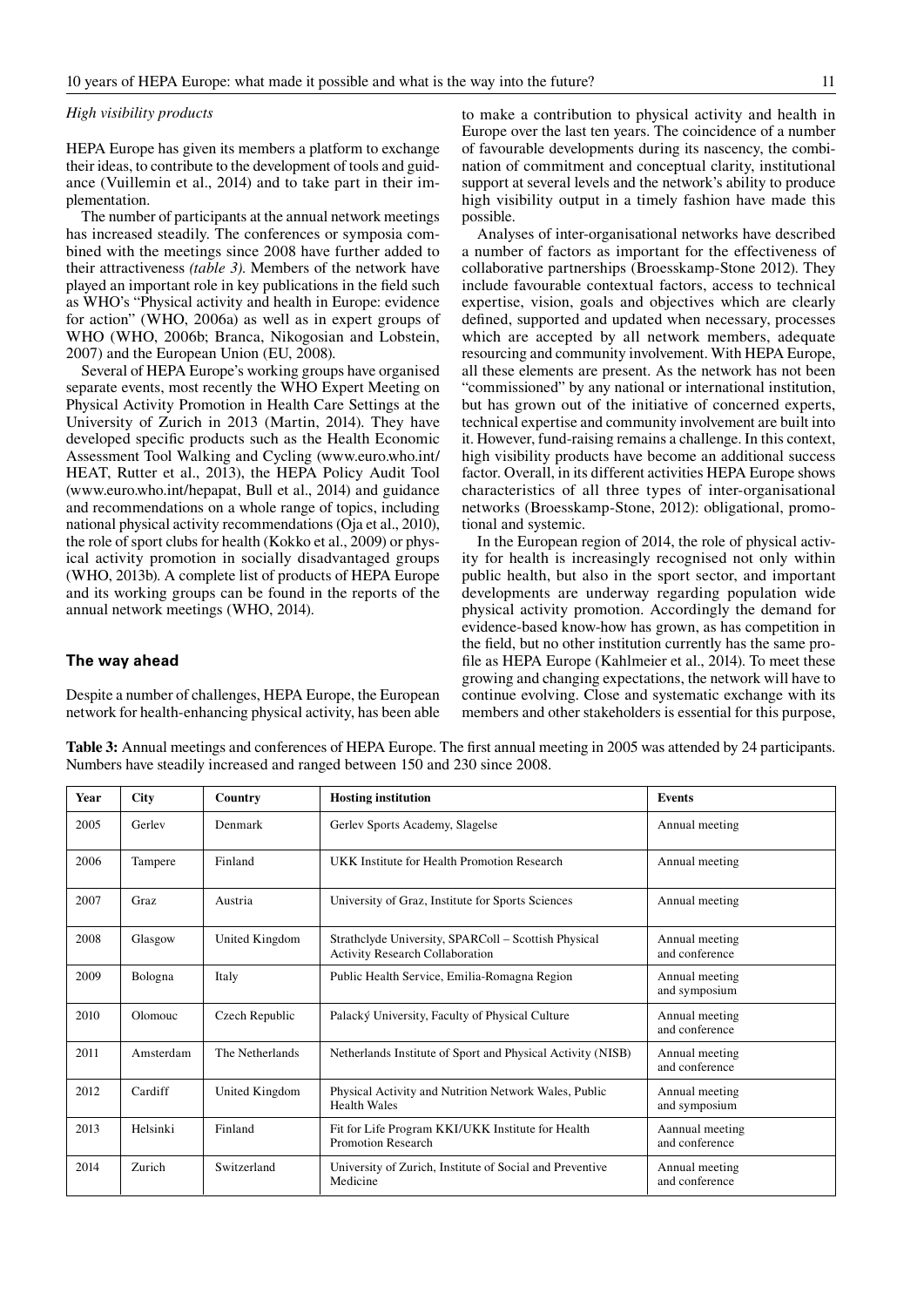*High visibility products*

HEPA Europe has given its members a platform to exchange their ideas, to contribute to the development of tools and guidance (Vuillemin et al., 2014) and to take part in their implementation.

The number of participants at the annual network meetings has increased steadily. The conferences or symposia combined with the meetings since 2008 have further added to their attractiveness *(table 3)*. Members of the network have played an important role in key publications in the field such as WHO's "Physical activity and health in Europe: evidence for action" (WHO, 2006a) as well as in expert groups of WHO (WHO, 2006b; Branca, Nikogosian and Lobstein, 2007) and the European Union (EU, 2008).

Several of HEPA Europe's working groups have organised separate events, most recently the WHO Expert Meeting on Physical Activity Promotion in Health Care Settings at the University of Zurich in 2013 (Martin, 2014). They have developed specific products such as the Health Economic Assessment Tool Walking and Cycling (www.euro.who.int/HEAT, Rutter et al., 2013), the HEPA Policy Audit Tool (www.euro.who.int/hepapat, Bull et al., 2014) and guidance and recommendations on a whole range of topics, including national physical activity recommendations (Oja et al., 2010), the role of sport clubs for health (Kokko et al., 2009) or physical activity promotion in socially disadvantaged groups (WHO, 2013b). A complete list of products of HEPA Europe and its working groups can be found in the reports of the annual network meetings (WHO, 2014).

## The way ahead

Despite a number of challenges, HEPA Europe, the European network for health-enhancing physical activity, has been able to make a contribution to physical activity and health in Europe over the last ten years. The coincidence of a number of favourable developments during its nascency, the combination of commitment and conceptual clarity, institutional support at several levels and the network's ability to produce high visibility output in a timely fashion have made this possible.

Analyses of inter-organisational networks have described a number of factors as important for the effectiveness of collaborative partnerships (Broesskamp-Stone 2012). They include favourable contextual factors, access to technical expertise, vision, goals and objectives which are clearly defined, supported and updated when necessary, processes which are accepted by all network members, adequate resourcing and community involvement. With HEPA Europe, all these elements are present. As the network has not been "commissioned" by any national or international institution, but has grown out of the initiative of concerned experts, technical expertise and community involvement are built into it. However, fund-raising remains a challenge. In this context, high visibility products have become an additional success factor. Overall, in its different activities HEPA Europe shows characteristics of all three types of inter-organisational networks (Broesskamp-Stone, 2012): obligational, promotional and systemic.

In the European region of 2014, the role of physical activity for health is increasingly recognised not only within public health, but also in the sport sector, and important developments are underway regarding population wide physical activity promotion. Accordingly the demand for evidence-based know-how has grown, as has competition in the field, but no other institution currently has the same profile as HEPA Europe (Kahlmeier et al., 2014). To meet these growing and changing expectations, the network will have to continue evolving. Close and systematic exchange with its members and other stakeholders is essential for this purpose,

**Table 3:** Annual meetings and conferences of HEPA Europe. The first annual meeting in 2005 was attended by 24 participants. Numbers have steadily increased and ranged between 150 and 230 since 2008.

| Year | City | Country | Hosting institution | Events |
|---|---|---|---|---|
| 2005 | Gerlev | Denmark | Gerlev Sports Academy, Slagelse | Annual meeting |
| 2006 | Tampere | Finland | UKK Institute for Health Promotion Research | Annual meeting |
| 2007 | Graz | Austria | University of Graz, Institute for Sports Sciences | Annual meeting |
| 2008 | Glasgow | United Kingdom | Strathclyde University, SPARColl – Scottish Physical Activity Research Collaboration | Annual meeting and conference |
| 2009 | Bologna | Italy | Public Health Service, Emilia-Romagna Region | Annual meeting and symposium |
| 2010 | Olomouc | Czech Republic | Palacký University, Faculty of Physical Culture | Annual meeting and conference |
| 2011 | Amsterdam | The Netherlands | Netherlands Institute of Sport and Physical Activity (NISB) | Annual meeting and conference |
| 2012 | Cardiff | United Kingdom | Physical Activity and Nutrition Network Wales, Public Health Wales | Annual meeting and symposium |
| 2013 | Helsinki | Finland | Fit for Life Program KKI/UKK Institute for Health Promotion Research | Aannual meeting and conference |
| 2014 | Zurich | Switzerland | University of Zurich, Institute of Social and Preventive Medicine | Annual meeting and conference |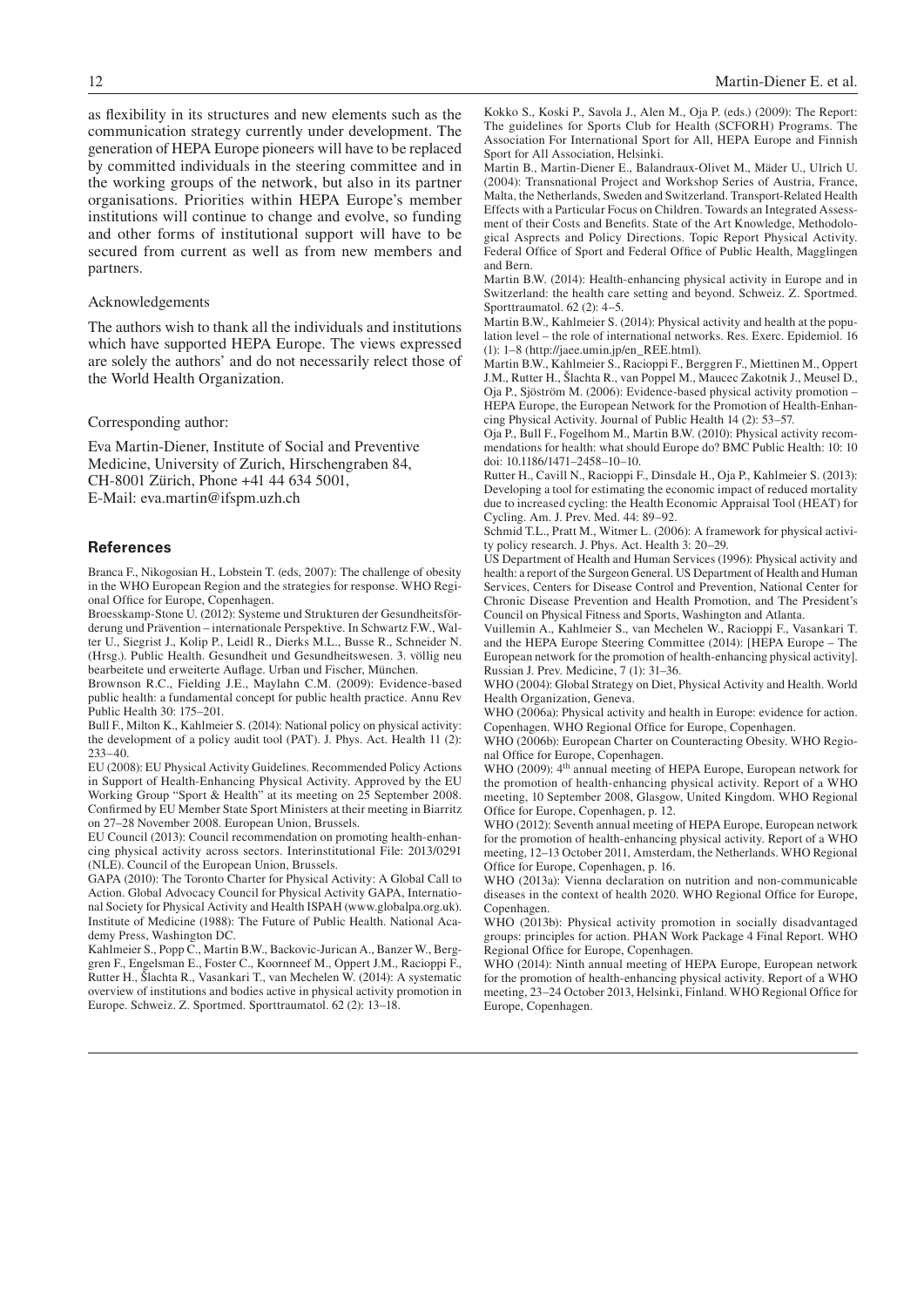as flexibility in its structures and new elements such as the communication strategy currently under development. The generation of HEPA Europe pioneers will have to be replaced by committed individuals in the steering committee and in the working groups of the network, but also in its partner organisations. Priorities within HEPA Europe's member institutions will continue to change and evolve, so funding and other forms of institutional support will have to be secured from current as well as from new members and partners.

Acknowledgements

The authors wish to thank all the individuals and institutions which have supported HEPA Europe. The views expressed are solely the authors' and do not necessarily relect those of the World Health Organization.

Corresponding author:

Eva Martin-Diener, Institute of Social and Preventive Medicine, University of Zurich, Hirschengraben 84, CH-8001 Zürich, Phone +41 44 634 5001, E-Mail: eva.martin@ifspm.uzh.ch

## References

Branca F., Nikogosian H., Lobstein T. (eds, 2007): The challenge of obesity in the WHO European Region and the strategies for response. WHO Regional Office for Europe, Copenhagen.

Broesskamp-Stone U. (2012): Systeme und Strukturen der Gesundheitsförderung und Prävention – internationale Perspektive. In Schwartz F.W., Walter U., Siegrist J., Kolip P., Leidl R., Dierks M.L., Busse R., Schneider N. (Hrsg.). Public Health. Gesundheit und Gesundheitswesen. 3. völlig neu bearbeitete und erweiterte Auflage. Urban und Fischer, München.

Brownson R.C., Fielding J.E., Maylahn C.M. (2009): Evidence-based public health: a fundamental concept for public health practice. Annu Rev Public Health 30: 175–201.

Bull F., Milton K., Kahlmeier S. (2014): National policy on physical activity: the development of a policy audit tool (PAT). J. Phys. Act. Health 11 (2): 233–40.

EU (2008): EU Physical Activity Guidelines. Recommended Policy Actions in Support of Health-Enhancing Physical Activity. Approved by the EU Working Group "Sport & Health" at its meeting on 25 September 2008. Confirmed by EU Member State Sport Ministers at their meeting in Biarritz on 27–28 November 2008. European Union, Brussels.

EU Council (2013): Council recommendation on promoting health-enhancing physical activity across sectors. Interinstitutional File: 2013/0291 (NLE). Council of the European Union, Brussels.

GAPA (2010): The Toronto Charter for Physical Activity: A Global Call to Action. Global Advocacy Council for Physical Activity GAPA, International Society for Physical Activity and Health ISPAH (www.globalpa.org.uk).

Institute of Medicine (1988): The Future of Public Health. National Academy Press, Washington DC.

Kahlmeier S., Popp C., Martin B.W., Backovic-Jurican A., Banzer W., Berggren F., Engelsman E., Foster C., Koornneef M., Oppert J.M., Racioppi F., Rutter H., Šlachta R., Vasankari T., van Mechelen W. (2014): A systematic overview of institutions and bodies active in physical activity promotion in Europe. Schweiz. Z. Sportmed. Sporttraumatol. 62 (2): 13–18.

Kokko S., Koski P., Savola J., Alen M., Oja P. (eds.) (2009): The Report: The guidelines for Sports Club for Health (SCFORH) Programs. The Association For International Sport for All, HEPA Europe and Finnish Sport for All Association, Helsinki.

Martin B., Martin-Diener E., Balandraux-Olivet M., Mäder U., Ulrich U. (2004): Transnational Project and Workshop Series of Austria, France, Malta, the Netherlands, Sweden and Switzerland. Transport-Related Health Effects with a Particular Focus on Children. Towards an Integrated Assessment of their Costs and Benefits. State of the Art Knowledge, Methodological Asprects and Policy Directions. Topic Report Physical Activity. Federal Office of Sport and Federal Office of Public Health, Magglingen and Bern.

Martin B.W. (2014): Health-enhancing physical activity in Europe and in Switzerland: the health care setting and beyond. Schweiz. Z. Sportmed. Sporttraumatol. 62 (2): 4–5.

Martin B.W., Kahlmeier S. (2014): Physical activity and health at the population level – the role of international networks. Res. Exerc. Epidemiol. 16 (1): 1–8 (http://jaee.umin.jp/en_REE.html).

Martin B.W., Kahlmeier S., Racioppi F., Berggren F., Miettinen M., Oppert J.M., Rutter H., Šlachta R., van Poppel M., Maucec Zakotnik J., Meusel D., Oja P., Sjöström M. (2006): Evidence-based physical activity promotion – HEPA Europe, the European Network for the Promotion of Health-Enhancing Physical Activity. Journal of Public Health 14 (2): 53–57.

Oja P., Bull F., Fogelhom M., Martin B.W. (2010): Physical activity recommendations for health: what should Europe do? BMC Public Health: 10: 10 doi: 10.1186/1471–2458–10–10.

Rutter H., Cavill N., Racioppi F., Dinsdale H., Oja P., Kahlmeier S. (2013): Developing a tool for estimating the economic impact of reduced mortality due to increased cycling: the Health Economic Appraisal Tool (HEAT) for Cycling. Am. J. Prev. Med. 44: 89–92.

Schmid T.L., Pratt M., Witmer L. (2006): A framework for physical activity policy research. J. Phys. Act. Health 3: 20–29.

US Department of Health and Human Services (1996): Physical activity and health: a report of the Surgeon General. US Department of Health and Human Services, Centers for Disease Control and Prevention, National Center for Chronic Disease Prevention and Health Promotion, and The President's Council on Physical Fitness and Sports, Washington and Atlanta.

Vuillemin A., Kahlmeier S., van Mechelen W., Racioppi F., Vasankari T. and the HEPA Europe Steering Committee (2014): [HEPA Europe – The European network for the promotion of health-enhancing physical activity]. Russian J. Prev. Medicine, 7 (1): 31–36.

WHO (2004): Global Strategy on Diet, Physical Activity and Health. World Health Organization, Geneva.

WHO (2006a): Physical activity and health in Europe: evidence for action. Copenhagen. WHO Regional Office for Europe, Copenhagen.

WHO (2006b): European Charter on Counteracting Obesity. WHO Regional Office for Europe, Copenhagen.

WHO (2009): 4th annual meeting of HEPA Europe, European network for the promotion of health-enhancing physical activity. Report of a WHO meeting, 10 September 2008, Glasgow, United Kingdom. WHO Regional Office for Europe, Copenhagen, p. 12.

WHO (2012): Seventh annual meeting of HEPA Europe, European network for the promotion of health-enhancing physical activity. Report of a WHO meeting, 12–13 October 2011, Amsterdam, the Netherlands. WHO Regional Office for Europe, Copenhagen, p. 16.

WHO (2013a): Vienna declaration on nutrition and non-communicable diseases in the context of health 2020. WHO Regional Office for Europe, Copenhagen.

WHO (2013b): Physical activity promotion in socially disadvantaged groups: principles for action. PHAN Work Package 4 Final Report. WHO Regional Office for Europe, Copenhagen.

WHO (2014): Ninth annual meeting of HEPA Europe, European network for the promotion of health-enhancing physical activity. Report of a WHO meeting, 23–24 October 2013, Helsinki, Finland. WHO Regional Office for Europe, Copenhagen.